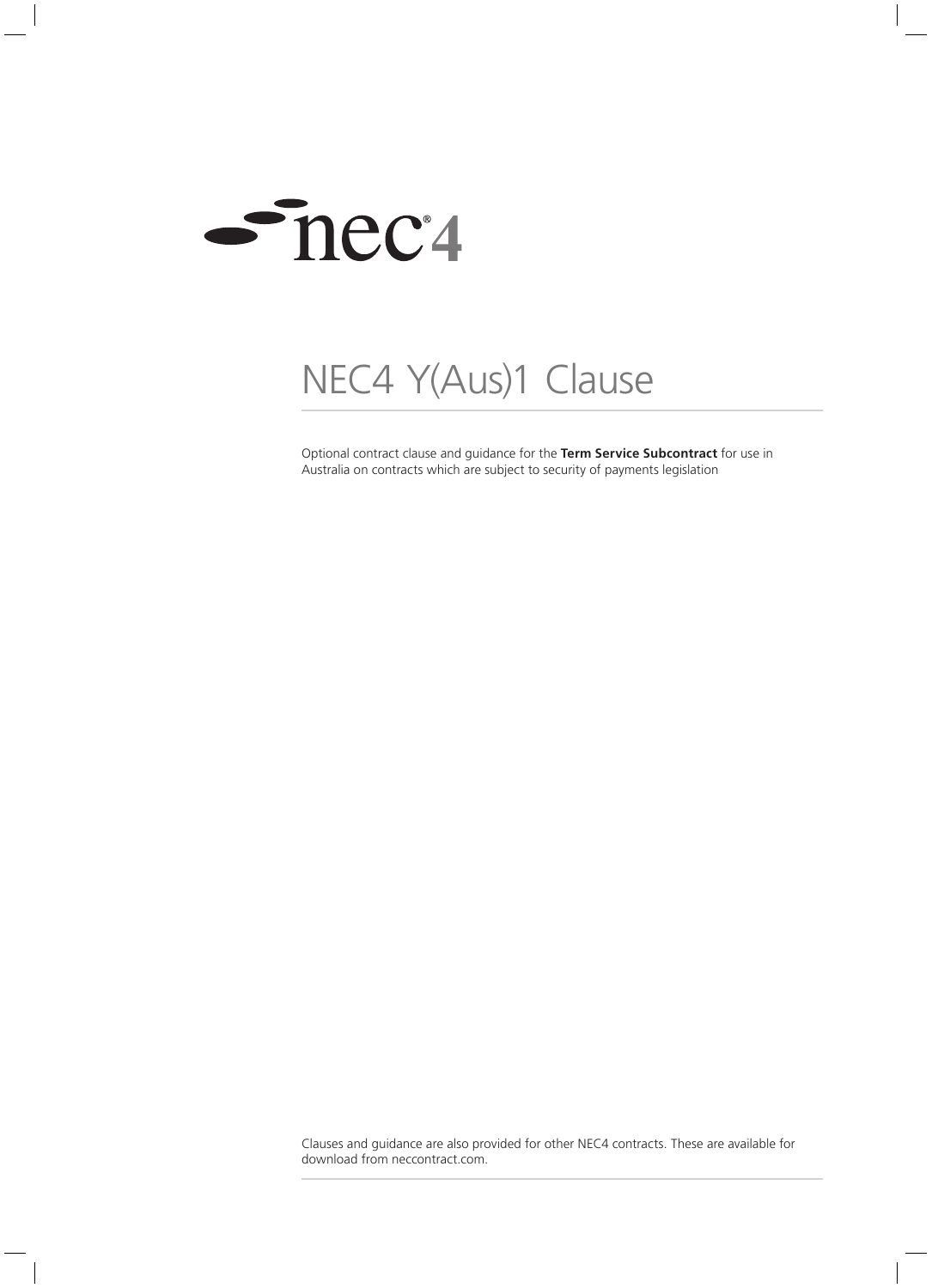nec4

# NEC4 Y(Aus)1 Clause

Optional contract clause and guidance for the **Term Service Subcontract** for use in Australia on contracts which are subject to security of payments legislation

Clauses and guidance are also provided for other NEC4 contracts. These are available for download from neccontract.com.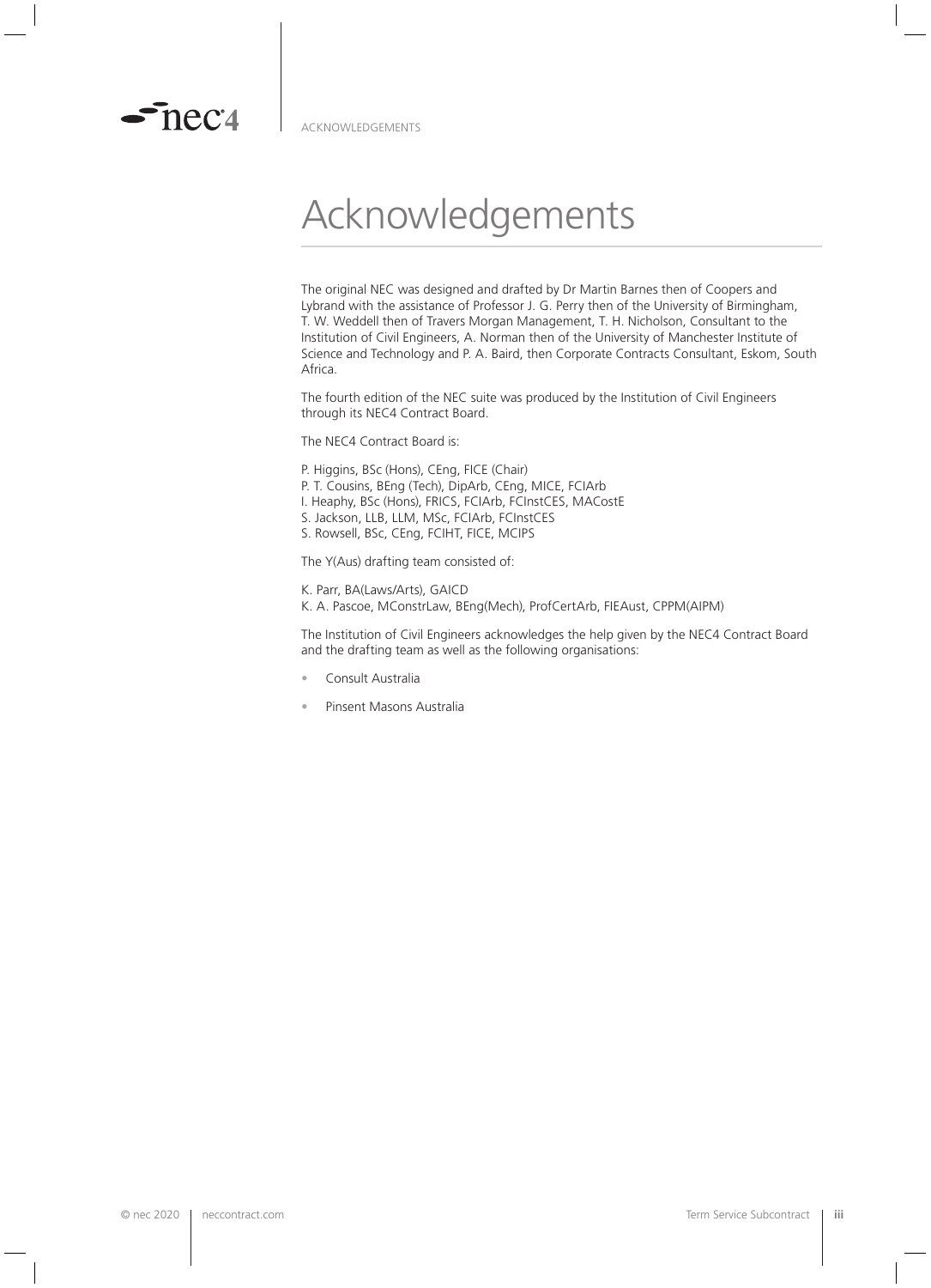# Acknowledgements

The original NEC was designed and drafted by Dr Martin Barnes then of Coopers and Lybrand with the assistance of Professor J. G. Perry then of the University of Birmingham, T. W. Weddell then of Travers Morgan Management, T. H. Nicholson, Consultant to the Institution of Civil Engineers, A. Norman then of the University of Manchester Institute of Science and Technology and P. A. Baird, then Corporate Contracts Consultant, Eskom, South Africa.

The fourth edition of the NEC suite was produced by the Institution of Civil Engineers through its NEC4 Contract Board.

The NEC4 Contract Board is:

P. Higgins, BSc (Hons), CEng, FICE (Chair)
P. T. Cousins, BEng (Tech), DipArb, CEng, MICE, FCIArb
I. Heaphy, BSc (Hons), FRICS, FCIArb, FCInstCES, MACostE
S. Jackson, LLB, LLM, MSc, FCIArb, FCInstCES
S. Rowsell, BSc, CEng, FCIHT, FICE, MCIPS

The Y(Aus) drafting team consisted of:

K. Parr, BA(Laws/Arts), GAICD
K. A. Pascoe, MConstrLaw, BEng(Mech), ProfCertArb, FIEAust, CPPM(AIPM)

The Institution of Civil Engineers acknowledges the help given by the NEC4 Contract Board and the drafting team as well as the following organisations:

- Consult Australia
- Pinsent Masons Australia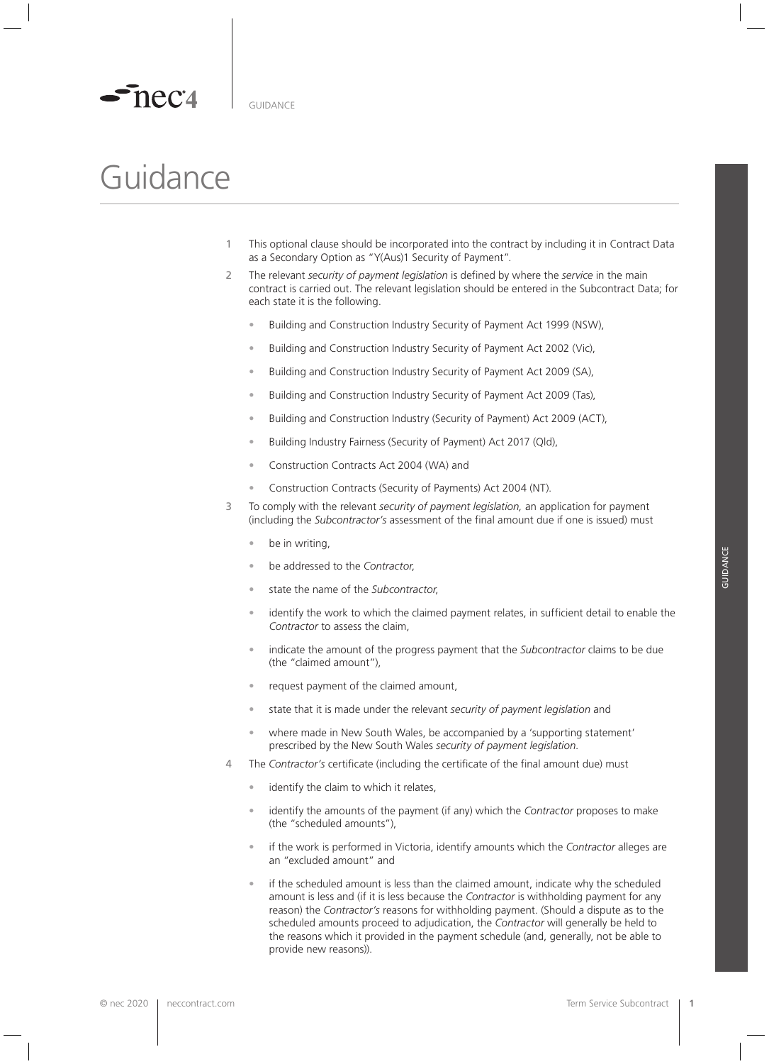# Guidance

1. This optional clause should be incorporated into the contract by including it in Contract Data as a Secondary Option as "Y(Aus)1 Security of Payment".

2. The relevant *security of payment legislation* is defined by where the *service* in the main contract is carried out. The relevant legislation should be entered in the Subcontract Data; for each state it is the following.

   - Building and Construction Industry Security of Payment Act 1999 (NSW),
   - Building and Construction Industry Security of Payment Act 2002 (Vic),
   - Building and Construction Industry Security of Payment Act 2009 (SA),
   - Building and Construction Industry Security of Payment Act 2009 (Tas),
   - Building and Construction Industry (Security of Payment) Act 2009 (ACT),
   - Building Industry Fairness (Security of Payment) Act 2017 (Qld),
   - Construction Contracts Act 2004 (WA) and
   - Construction Contracts (Security of Payments) Act 2004 (NT).

3. To comply with the relevant *security of payment legislation,* an application for payment (including the *Subcontractor's* assessment of the final amount due if one is issued) must

   - be in writing,
   - be addressed to the *Contractor*,
   - state the name of the *Subcontractor*,
   - identify the work to which the claimed payment relates, in sufficient detail to enable the *Contractor* to assess the claim,
   - indicate the amount of the progress payment that the *Subcontractor* claims to be due (the "claimed amount"),
   - request payment of the claimed amount,
   - state that it is made under the relevant *security of payment legislation* and
   - where made in New South Wales, be accompanied by a 'supporting statement' prescribed by the New South Wales *security of payment legislation*.

4. The *Contractor's* certificate (including the certificate of the final amount due) must

   - identify the claim to which it relates,
   - identify the amounts of the payment (if any) which the *Contractor* proposes to make (the "scheduled amounts"),
   - if the work is performed in Victoria, identify amounts which the *Contractor* alleges are an "excluded amount" and
   - if the scheduled amount is less than the claimed amount, indicate why the scheduled amount is less and (if it is less because the *Contractor* is withholding payment for any reason) the *Contractor's* reasons for withholding payment. (Should a dispute as to the scheduled amounts proceed to adjudication, the *Contractor* will generally be held to the reasons which it provided in the payment schedule (and, generally, not be able to provide new reasons)).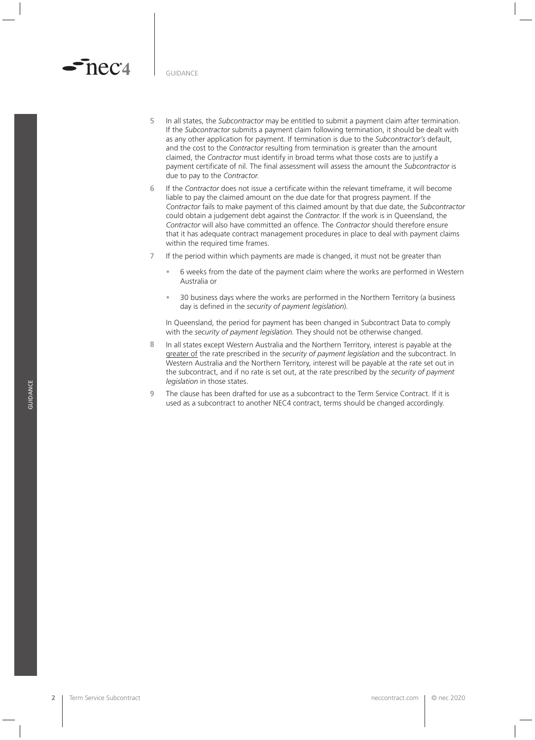5 In all states, the *Subcontractor* may be entitled to submit a payment claim after termination. If the *Subcontractor* submits a payment claim following termination, it should be dealt with as any other application for payment. If termination is due to the *Subcontractor's* default, and the cost to the *Contractor* resulting from termination is greater than the amount claimed, the *Contractor* must identify in broad terms what those costs are to justify a payment certificate of nil. The final assessment will assess the amount the *Subcontractor* is due to pay to the *Contractor*.

6 If the *Contractor* does not issue a certificate within the relevant timeframe, it will become liable to pay the claimed amount on the due date for that progress payment. If the *Contractor* fails to make payment of this claimed amount by that due date, the *Subcontractor* could obtain a judgement debt against the *Contractor*. If the work is in Queensland, the *Contractor* will also have committed an offence. The *Contractor* should therefore ensure that it has adequate contract management procedures in place to deal with payment claims within the required time frames.

7 If the period within which payments are made is changed, it must not be greater than

- 6 weeks from the date of the payment claim where the works are performed in Western Australia or
- 30 business days where the works are performed in the Northern Territory (a business day is defined in the *security of payment legislation*).

In Queensland, the period for payment has been changed in Subcontract Data to comply with the *security of payment legislation*. They should not be otherwise changed.

8 In all states except Western Australia and the Northern Territory, interest is payable at the greater of the rate prescribed in the *security of payment legislation* and the subcontract. In Western Australia and the Northern Territory, interest will be payable at the rate set out in the subcontract, and if no rate is set out, at the rate prescribed by the *security of payment legislation* in those states.

9 The clause has been drafted for use as a subcontract to the Term Service Contract. If it is used as a subcontract to another NEC4 contract, terms should be changed accordingly.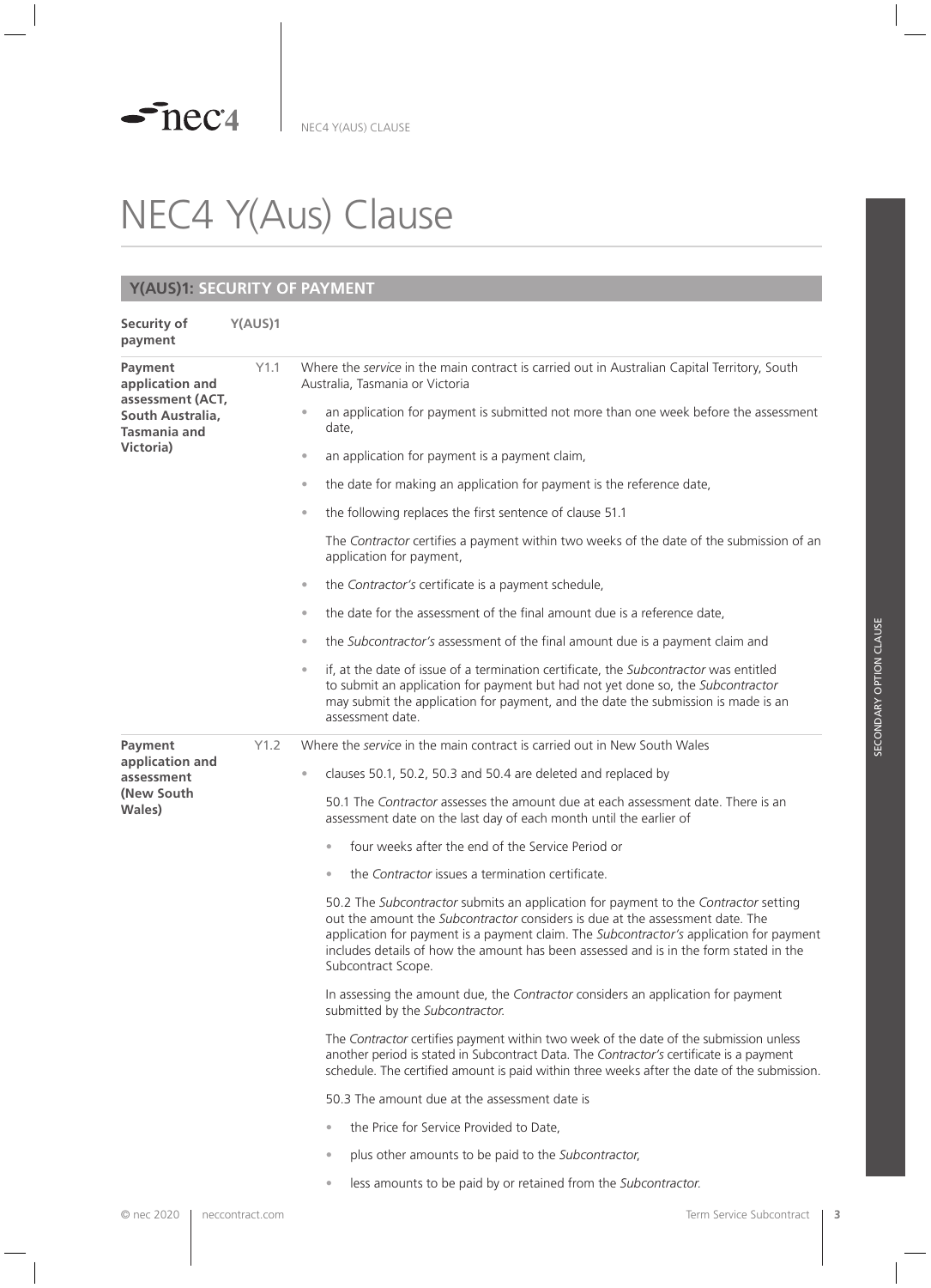# NEC4 Y(Aus) Clause

## Y(AUS)1: SECURITY OF PAYMENT

**Security of payment** **Y(AUS)1**

**Payment application and assessment (ACT, South Australia, Tasmania and Victoria)**

Y1.1 Where the *service* in the main contract is carried out in Australian Capital Territory, South Australia, Tasmania or Victoria

- an application for payment is submitted not more than one week before the assessment date,
- an application for payment is a payment claim,
- the date for making an application for payment is the reference date,
- the following replaces the first sentence of clause 51.1

  The *Contractor* certifies a payment within two weeks of the date of the submission of an application for payment,
- the *Contractor's* certificate is a payment schedule,
- the date for the assessment of the final amount due is a reference date,
- the *Subcontractor's* assessment of the final amount due is a payment claim and
- if, at the date of issue of a termination certificate, the *Subcontractor* was entitled to submit an application for payment but had not yet done so, the *Subcontractor* may submit the application for payment, and the date the submission is made is an assessment date.

**Payment application and assessment (New South Wales)**

Y1.2 Where the *service* in the main contract is carried out in New South Wales

- clauses 50.1, 50.2, 50.3 and 50.4 are deleted and replaced by

  50.1 The *Contractor* assesses the amount due at each assessment date. There is an assessment date on the last day of each month until the earlier of

  - four weeks after the end of the Service Period or
  - the *Contractor* issues a termination certificate.

  50.2 The *Subcontractor* submits an application for payment to the *Contractor* setting out the amount the *Subcontractor* considers is due at the assessment date. The application for payment is a payment claim. The *Subcontractor's* application for payment includes details of how the amount has been assessed and is in the form stated in the Subcontract Scope.

  In assessing the amount due, the *Contractor* considers an application for payment submitted by the *Subcontractor.*

  The *Contractor* certifies payment within two week of the date of the submission unless another period is stated in Subcontract Data. The *Contractor's* certificate is a payment schedule. The certified amount is paid within three weeks after the date of the submission.

  50.3 The amount due at the assessment date is

  - the Price for Service Provided to Date,
  - plus other amounts to be paid to the *Subcontractor*,
  - less amounts to be paid by or retained from the *Subcontractor.*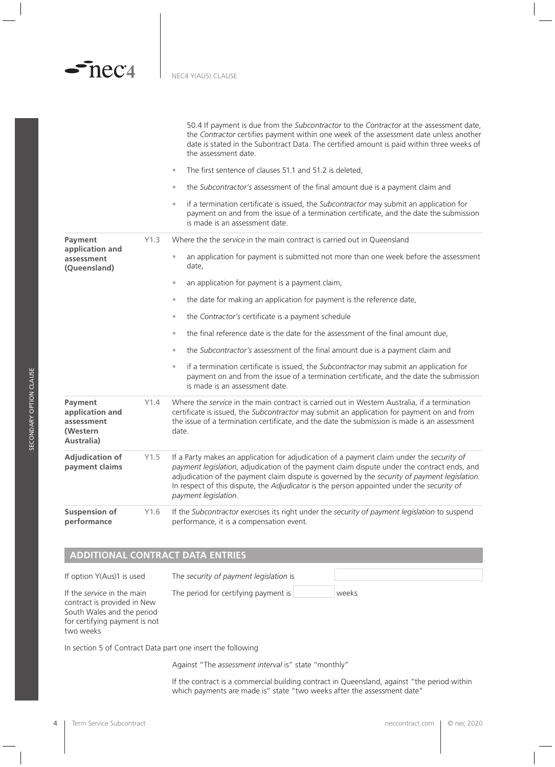50.4 If payment is due from the *Subcontractor* to the *Contractor* at the assessment date, the *Contractor* certifies payment within one week of the assessment date unless another date is stated in the Subcontract Data. The certified amount is paid within three weeks of the assessment date.

- The first sentence of clauses 51.1 and 51.2 is deleted,
- the *Subcontractor's* assessment of the final amount due is a payment claim and
- if a termination certificate is issued, the *Subcontractor* may submit an application for payment on and from the issue of a termination certificate, and the date the submission is made is an assessment date.

**Payment application and assessment (Queensland)** Y1.3 Where the the *service* in the main contract is carried out in Queensland

- an application for payment is submitted not more than one week before the assessment date,
- an application for payment is a payment claim,
- the date for making an application for payment is the reference date,
- the *Contractor's* certificate is a payment schedule
- the final reference date is the date for the assessment of the final amount due,
- the *Subcontractor's* assessment of the final amount due is a payment claim and
- if a termination certificate is issued, the *Subcontractor* may submit an application for payment on and from the issue of a termination certificate, and the date the submission is made is an assessment date.

**Payment application and assessment (Western Australia)** Y1.4 Where the *service* in the main contract is carried out in Western Australia, if a termination certificate is issued, the *Subcontractor* may submit an application for payment on and from the issue of a termination certificate, and the date the submission is made is an assessment date.

**Adjudication of payment claims** Y1.5 If a Party makes an application for adjudication of a payment claim under the *security of payment legislation*, adjudication of the payment claim dispute under the contract ends, and adjudication of the payment claim dispute is governed by the *security of payment legislation*. In respect of this dispute, the *Adjudicator* is the person appointed under the *security of payment legislation.*

**Suspension of performance** Y1.6 If the *Subcontractor* exercises its right under the *security of payment legislation* to suspend performance, it is a compensation event.

## ADDITIONAL CONTRACT DATA ENTRIES

| | | |
|---|---|---|
| If option Y(Aus)1 is used | The *security of payment legislation* is | |
| If the *service* in the main contract is provided in New South Wales and the period for certifying payment is not two weeks | The period for certifying payment is | weeks |

In section 5 of Contract Data part one insert the following

Against "The *assessment interval* is" state "monthly"

If the contract is a commercial building contract in Queensland, against "the period within which payments are made is" state "two weeks after the assessment date"